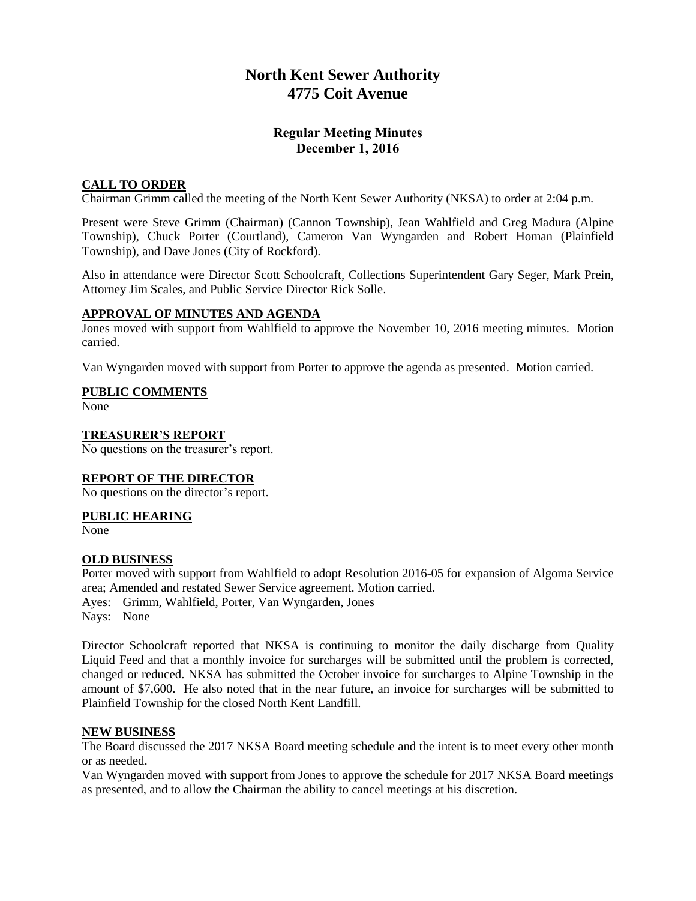# North Kent Sewer Authority
# 4775 Coit Avenue

## Regular Meeting Minutes
## December 1, 2016

### CALL TO ORDER

Chairman Grimm called the meeting of the North Kent Sewer Authority (NKSA) to order at 2:04 p.m.

Present were Steve Grimm (Chairman) (Cannon Township), Jean Wahlfield and Greg Madura (Alpine Township), Chuck Porter (Courtland), Cameron Van Wyngarden and Robert Homan (Plainfield Township), and Dave Jones (City of Rockford).

Also in attendance were Director Scott Schoolcraft, Collections Superintendent Gary Seger, Mark Prein, Attorney Jim Scales, and Public Service Director Rick Solle.

### APPROVAL OF MINUTES AND AGENDA

Jones moved with support from Wahlfield to approve the November 10, 2016 meeting minutes. Motion carried.

Van Wyngarden moved with support from Porter to approve the agenda as presented. Motion carried.

### PUBLIC COMMENTS

None

### TREASURER'S REPORT

No questions on the treasurer's report.

### REPORT OF THE DIRECTOR

No questions on the director's report.

### PUBLIC HEARING

None

### OLD BUSINESS

Porter moved with support from Wahlfield to adopt Resolution 2016-05 for expansion of Algoma Service area; Amended and restated Sewer Service agreement. Motion carried.

Ayes: Grimm, Wahlfield, Porter, Van Wyngarden, Jones
Nays: None

Director Schoolcraft reported that NKSA is continuing to monitor the daily discharge from Quality Liquid Feed and that a monthly invoice for surcharges will be submitted until the problem is corrected, changed or reduced. NKSA has submitted the October invoice for surcharges to Alpine Township in the amount of $7,600. He also noted that in the near future, an invoice for surcharges will be submitted to Plainfield Township for the closed North Kent Landfill.

### NEW BUSINESS

The Board discussed the 2017 NKSA Board meeting schedule and the intent is to meet every other month or as needed.

Van Wyngarden moved with support from Jones to approve the schedule for 2017 NKSA Board meetings as presented, and to allow the Chairman the ability to cancel meetings at his discretion.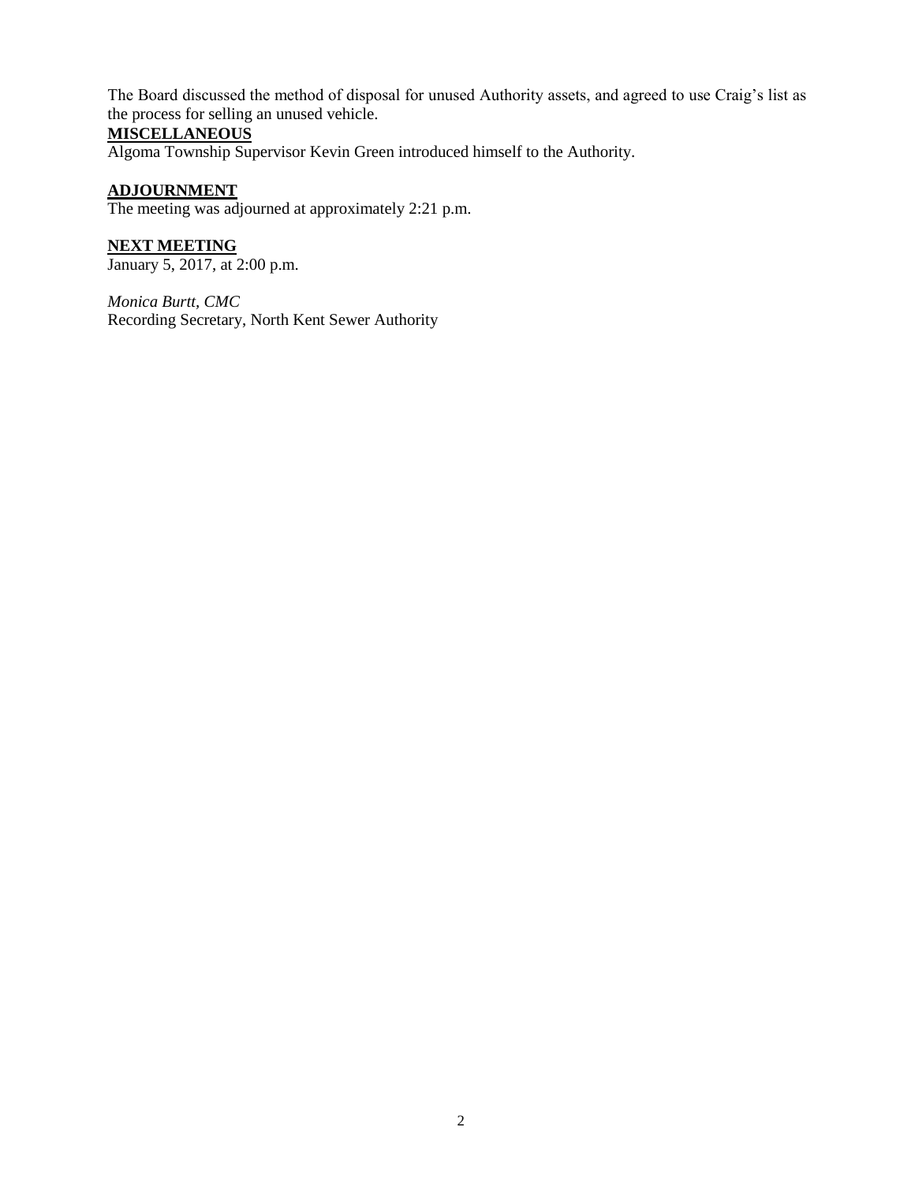The Board discussed the method of disposal for unused Authority assets, and agreed to use Craig's list as the process for selling an unused vehicle.

**MISCELLANEOUS**

Algoma Township Supervisor Kevin Green introduced himself to the Authority.

**ADJOURNMENT**

The meeting was adjourned at approximately 2:21 p.m.

**NEXT MEETING**

January 5, 2017, at 2:00 p.m.

*Monica Burtt, CMC*
Recording Secretary, North Kent Sewer Authority